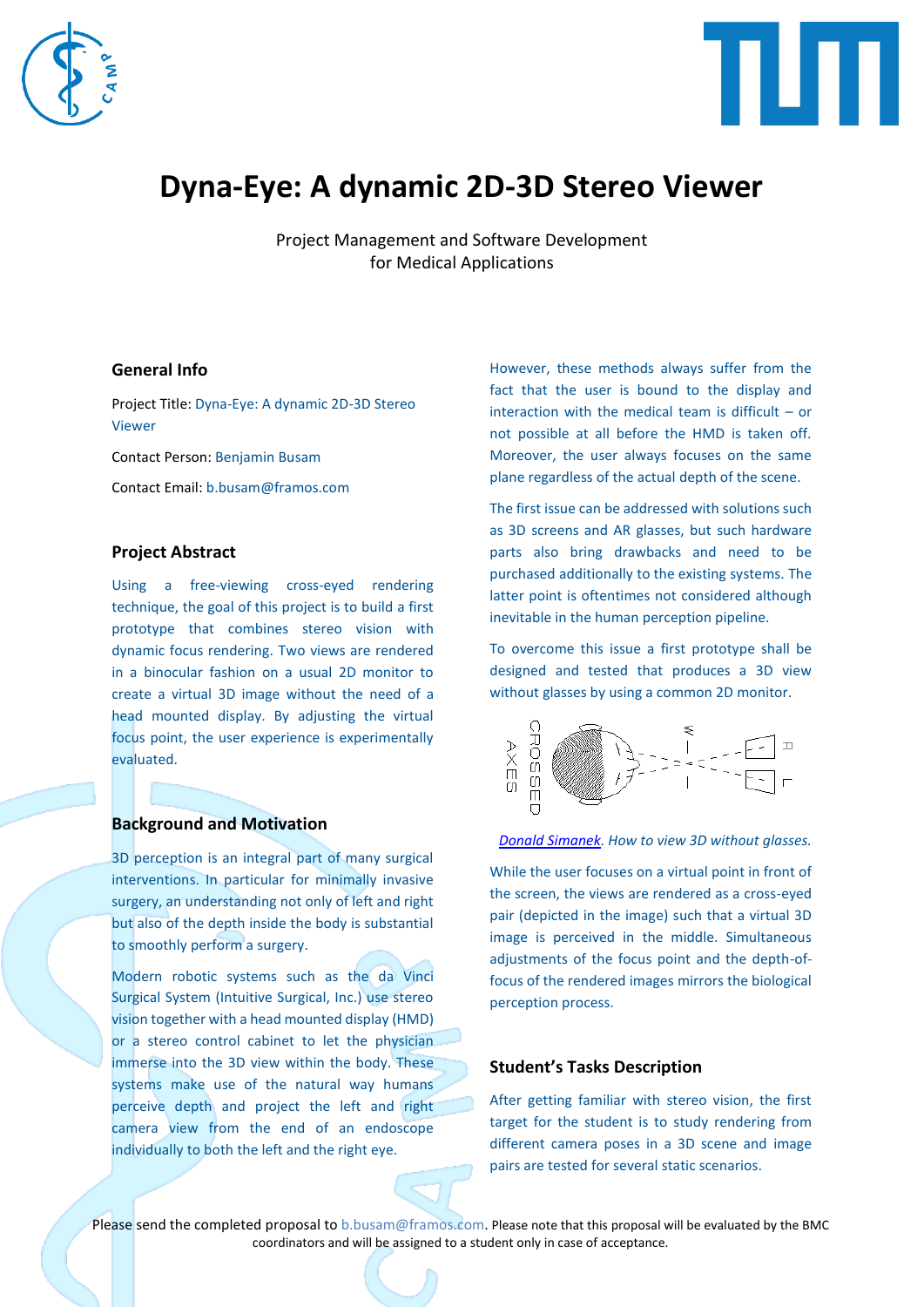# Dyna-Eye: A dynamic 2D-3D Stereo Viewer

Project Management and Software Development
for Medical Applications

## General Info

Project Title: Dyna-Eye: A dynamic 2D-3D Stereo Viewer

Contact Person: Benjamin Busam

Contact Email: b.busam@framos.com

## Project Abstract

Using a free-viewing cross-eyed rendering technique, the goal of this project is to build a first prototype that combines stereo vision with dynamic focus rendering. Two views are rendered in a binocular fashion on a usual 2D monitor to create a virtual 3D image without the need of a head mounted display. By adjusting the virtual focus point, the user experience is experimentally evaluated.

## Background and Motivation

3D perception is an integral part of many surgical interventions. In particular for minimally invasive surgery, an understanding not only of left and right but also of the depth inside the body is substantial to smoothly perform a surgery.

Modern robotic systems such as the da Vinci Surgical System (Intuitive Surgical, Inc.) use stereo vision together with a head mounted display (HMD) or a stereo control cabinet to let the physician immerse into the 3D view within the body. These systems make use of the natural way humans perceive depth and project the left and right camera view from the end of an endoscope individually to both the left and the right eye.

However, these methods always suffer from the fact that the user is bound to the display and interaction with the medical team is difficult – or not possible at all before the HMD is taken off. Moreover, the user always focuses on the same plane regardless of the actual depth of the scene.

The first issue can be addressed with solutions such as 3D screens and AR glasses, but such hardware parts also bring drawbacks and need to be purchased additionally to the existing systems. The latter point is oftentimes not considered although inevitable in the human perception pipeline.

To overcome this issue a first prototype shall be designed and tested that produces a 3D view without glasses by using a common 2D monitor.

*Donald Simanek. How to view 3D without glasses.*

While the user focuses on a virtual point in front of the screen, the views are rendered as a cross-eyed pair (depicted in the image) such that a virtual 3D image is perceived in the middle. Simultaneous adjustments of the focus point and the depth-of-focus of the rendered images mirrors the biological perception process.

## Student's Tasks Description

After getting familiar with stereo vision, the first target for the student is to study rendering from different camera poses in a 3D scene and image pairs are tested for several static scenarios.

Please send the completed proposal to b.busam@framos.com. Please note that this proposal will be evaluated by the BMC coordinators and will be assigned to a student only in case of acceptance.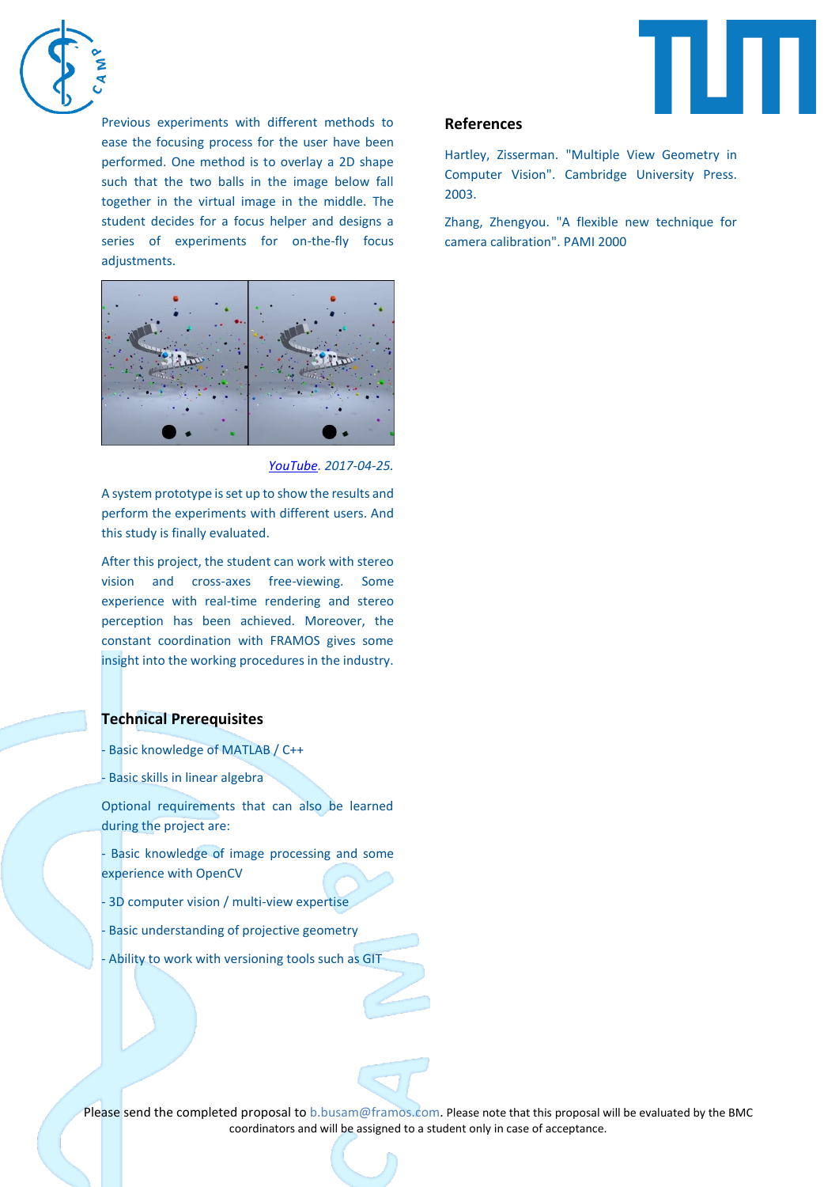Previous experiments with different methods to ease the focusing process for the user have been performed. One method is to overlay a 2D shape such that the two balls in the image below fall together in the virtual image in the middle. The student decides for a focus helper and designs a series of experiments for on-the-fly focus adjustments.

*YouTube. 2017-04-25.*

A system prototype is set up to show the results and perform the experiments with different users. And this study is finally evaluated.

After this project, the student can work with stereo vision and cross-axes free-viewing. Some experience with real-time rendering and stereo perception has been achieved. Moreover, the constant coordination with FRAMOS gives some insight into the working procedures in the industry.

## Technical Prerequisites

- Basic knowledge of MATLAB / C++

- Basic skills in linear algebra

Optional requirements that can also be learned during the project are:

- Basic knowledge of image processing and some experience with OpenCV

- 3D computer vision / multi-view expertise

- Basic understanding of projective geometry

- Ability to work with versioning tools such as GIT

## References

Hartley, Zisserman. "Multiple View Geometry in Computer Vision". Cambridge University Press. 2003.

Zhang, Zhengyou. "A flexible new technique for camera calibration". PAMI 2000

Please send the completed proposal to b.busam@framos.com. Please note that this proposal will be evaluated by the BMC coordinators and will be assigned to a student only in case of acceptance.